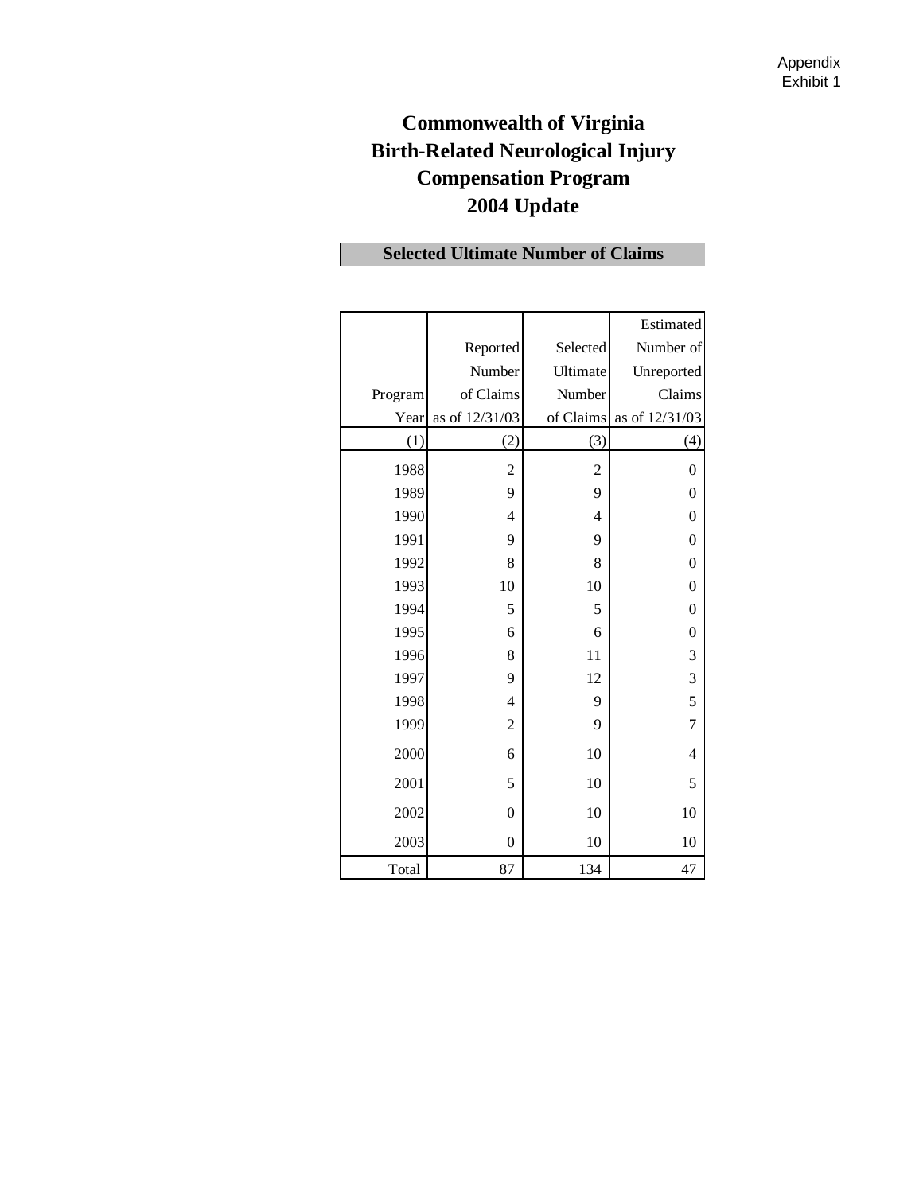Appendix
Exhibit 1

# Commonwealth of Virginia
# Birth-Related Neurological Injury Compensation Program
# 2004 Update

## Selected Ultimate Number of Claims

| Program Year | Reported Number of Claims as of 12/31/03 | Selected Ultimate Number of Claims | Estimated Number of Unreported Claims as of 12/31/03 |
|---|---|---|---|
| (1) | (2) | (3) | (4) |
| 1988 | 2 | 2 | 0 |
| 1989 | 9 | 9 | 0 |
| 1990 | 4 | 4 | 0 |
| 1991 | 9 | 9 | 0 |
| 1992 | 8 | 8 | 0 |
| 1993 | 10 | 10 | 0 |
| 1994 | 5 | 5 | 0 |
| 1995 | 6 | 6 | 0 |
| 1996 | 8 | 11 | 3 |
| 1997 | 9 | 12 | 3 |
| 1998 | 4 | 9 | 5 |
| 1999 | 2 | 9 | 7 |
| 2000 | 6 | 10 | 4 |
| 2001 | 5 | 10 | 5 |
| 2002 | 0 | 10 | 10 |
| 2003 | 0 | 10 | 10 |
| Total | 87 | 134 | 47 |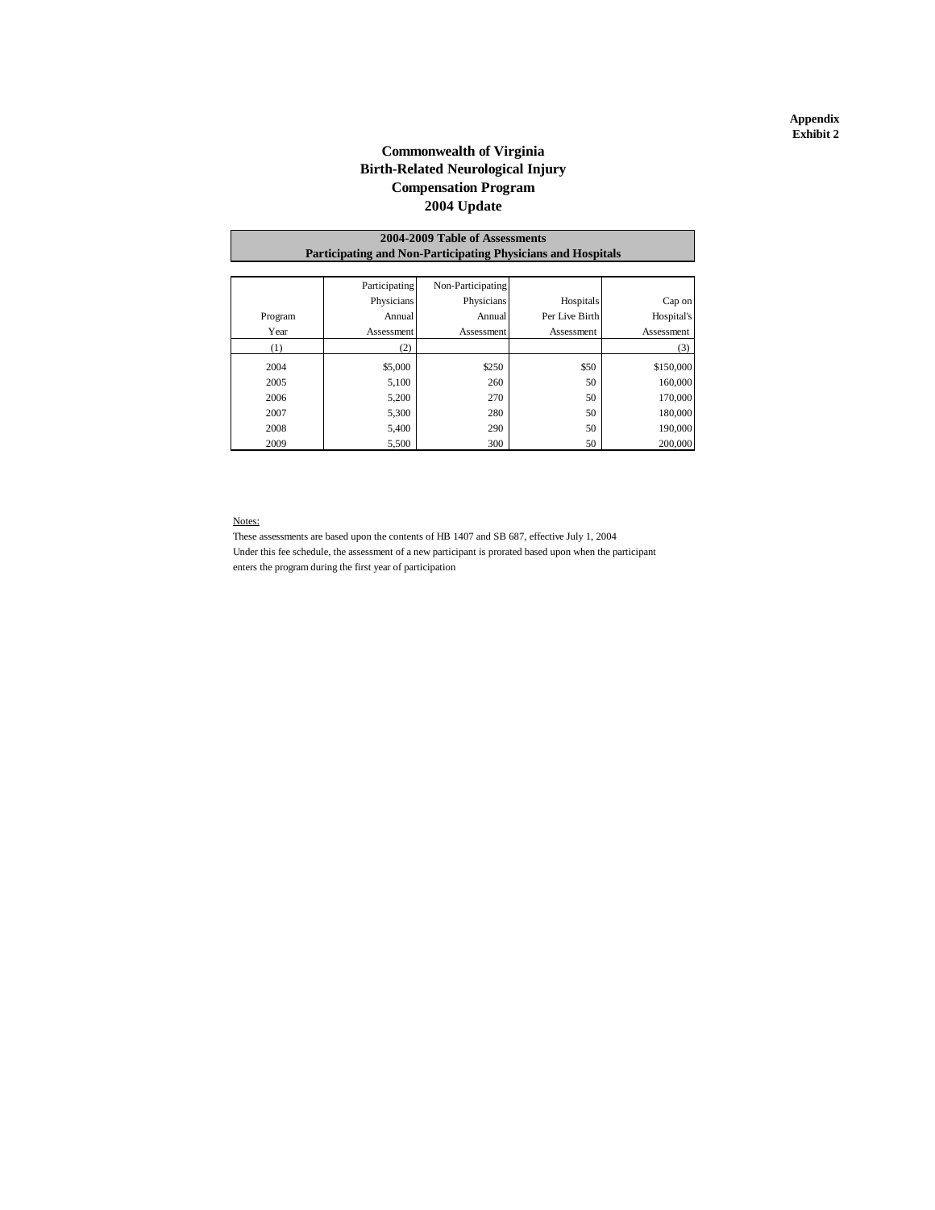**Appendix**
**Exhibit 2**

# Commonwealth of Virginia
# Birth-Related Neurological Injury
# Compensation Program
# 2004 Update

## 2004-2009 Table of Assessments
## Participating and Non-Participating Physicians and Hospitals

| Program Year | Participating Physicians Annual Assessment | Non-Participating Physicians Annual Assessment | Hospitals Per Live Birth Assessment | Cap on Hospital's Assessment |
|---|---|---|---|---|
| (1) | (2) | | | (3) |
| 2004 | $5,000 | $250 | $50 | $150,000 |
| 2005 | 5,100 | 260 | 50 | 160,000 |
| 2006 | 5,200 | 270 | 50 | 170,000 |
| 2007 | 5,300 | 280 | 50 | 180,000 |
| 2008 | 5,400 | 290 | 50 | 190,000 |
| 2009 | 5,500 | 300 | 50 | 200,000 |

Notes:

These assessments are based upon the contents of HB 1407 and SB 687, effective July 1, 2004

Under this fee schedule, the assessment of a new participant is prorated based upon when the participant enters the program during the first year of participation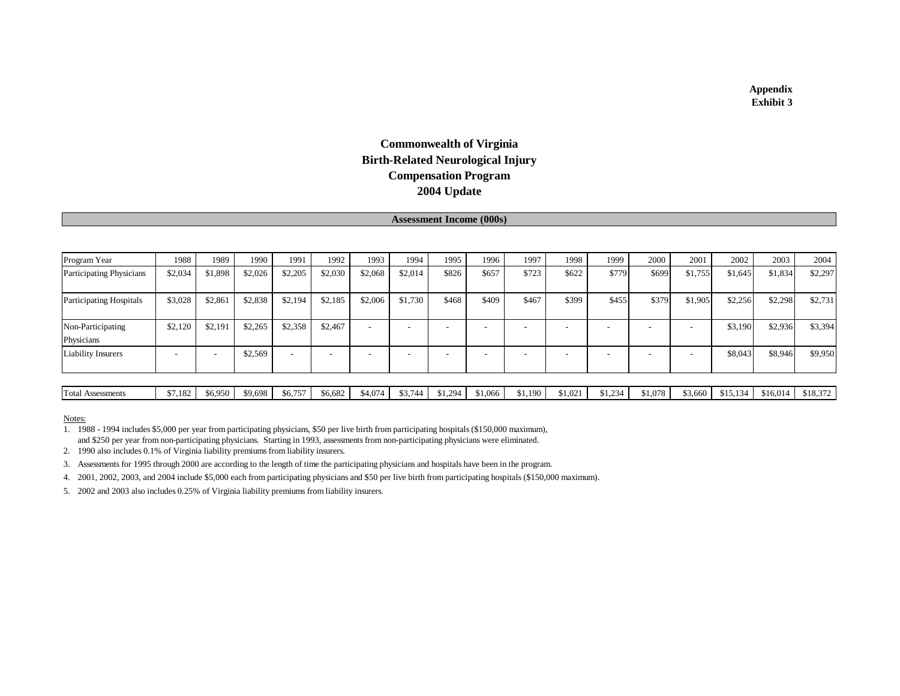**Appendix**
**Exhibit 3**

# Commonwealth of Virginia
# Birth-Related Neurological Injury
# Compensation Program
# 2004 Update

## Assessment Income (000s)

| Program Year | 1988 | 1989 | 1990 | 1991 | 1992 | 1993 | 1994 | 1995 | 1996 | 1997 | 1998 | 1999 | 2000 | 2001 | 2002 | 2003 | 2004 |
|---|---|---|---|---|---|---|---|---|---|---|---|---|---|---|---|---|---|
| Participating Physicians | $2,034 | $1,898 | $2,026 | $2,205 | $2,030 | $2,068 | $2,014 | $826 | $657 | $723 | $622 | $779 | $699 | $1,755 | $1,645 | $1,834 | $2,297 |
| Participating Hospitals | $3,028 | $2,861 | $2,838 | $2,194 | $2,185 | $2,006 | $1,730 | $468 | $409 | $467 | $399 | $455 | $379 | $1,905 | $2,256 | $2,298 | $2,731 |
| Non-Participating Physicians | $2,120 | $2,191 | $2,265 | $2,358 | $2,467 | - | - | - | - | - | - | - | - | - | $3,190 | $2,936 | $3,394 |
| Liability Insurers | - | - | $2,569 | - | - | - | - | - | - | - | - | - | - | - | $8,043 | $8,946 | $9,950 |
| Total Assessments | $7,182 | $6,950 | $9,698 | $6,757 | $6,682 | $4,074 | $3,744 | $1,294 | $1,066 | $1,190 | $1,021 | $1,234 | $1,078 | $3,660 | $15,134 | $16,014 | $18,372 |

Notes:

1. 1988 - 1994 includes $5,000 per year from participating physicians, $50 per live birth from participating hospitals ($150,000 maximum), and $250 per year from non-participating physicians. Starting in 1993, assessments from non-participating physicians were eliminated.
2. 1990 also includes 0.1% of Virginia liability premiums from liability insurers.
3. Assessments for 1995 through 2000 are according to the length of time the participating physicians and hospitals have been in the program.
4. 2001, 2002, 2003, and 2004 include $5,000 each from participating physicians and $50 per live birth from participating hospitals ($150,000 maximum).
5. 2002 and 2003 also includes 0.25% of Virginia liability premiums from liability insurers.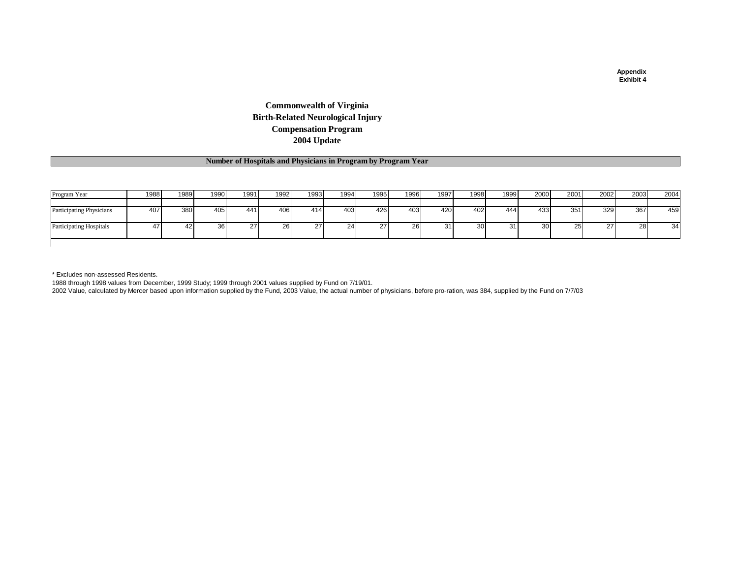Appendix
Exhibit 4

# Commonwealth of Virginia
# Birth-Related Neurological Injury
# Compensation Program
# 2004 Update

## Number of Hospitals and Physicians in Program by Program Year

| Program Year | 1988 | 1989 | 1990 | 1991 | 1992 | 1993 | 1994 | 1995 | 1996 | 1997 | 1998 | 1999 | 2000 | 2001 | 2002 | 2003 | 2004 |
|---|---|---|---|---|---|---|---|---|---|---|---|---|---|---|---|---|---|
| Participating Physicians | 407 | 380 | 405 | 441 | 406 | 414 | 403 | 426 | 403 | 420 | 402 | 444 | 433 | 351 | 329 | 367 | 459 |
| Participating Hospitals | 47 | 42 | 36 | 27 | 26 | 27 | 24 | 27 | 26 | 31 | 30 | 31 | 30 | 25 | 27 | 28 | 34 |

* Excludes non-assessed Residents.

1988 through 1998 values from December, 1999 Study; 1999 through 2001 values supplied by Fund on 7/19/01.

2002 Value, calculated by Mercer based upon information supplied by the Fund, 2003 Value, the actual number of physicians, before pro-ration, was 384, supplied by the Fund on 7/7/03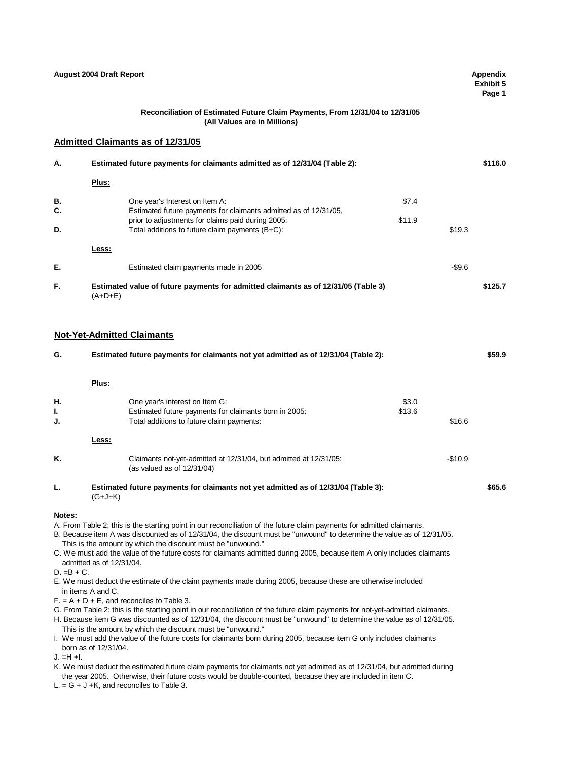**Reconciliation of Estimated Future Claim Payments, From 12/31/04 to 12/31/05**
**(All Values are in Millions)**

## Admitted Claimants as of 12/31/05

| | | | | |
|---|---|---|---|---|
| **A.** | **Estimated future payments for claimants admitted as of 12/31/04 (Table 2):** | | | **$116.0** |
| | **Plus:** | | | |
| **B.** | One year's Interest on Item A: | $7.4 | | |
| **C.** | Estimated future payments for claimants admitted as of 12/31/05, prior to adjustments for claims paid during 2005: | $11.9 | | |
| **D.** | Total additions to future claim payments (B+C): | | $19.3 | |
| | **Less:** | | | |
| **E.** | Estimated claim payments made in 2005 | | -$9.6 | |
| **F.** | **Estimated value of future payments for admitted claimants as of 12/31/05 (Table 3)** (A+D+E) | | | **$125.7** |

## Not-Yet-Admitted Claimants

| | | | | |
|---|---|---|---|---|
| **G.** | **Estimated future payments for claimants not yet admitted as of 12/31/04 (Table 2):** | | | **$59.9** |
| | **Plus:** | | | |
| **H.** | One year's interest on Item G: | $3.0 | | |
| **I.** | Estimated future payments for claimants born in 2005: | $13.6 | | |
| **J.** | Total additions to future claim payments: | | $16.6 | |
| | **Less:** | | | |
| **K.** | Claimants not-yet-admitted at 12/31/04, but admitted at 12/31/05: (as valued as of 12/31/04) | | -$10.9 | |
| **L.** | **Estimated future payments for claimants not yet admitted as of 12/31/04 (Table 3):** (G+J+K) | | | **$65.6** |

**Notes:**

A. From Table 2; this is the starting point in our reconciliation of the future claim payments for admitted claimants.
B. Because item A was discounted as of 12/31/04, the discount must be "unwound" to determine the value as of 12/31/05. This is the amount by which the discount must be "unwound."
C. We must add the value of the future costs for claimants admitted during 2005, because item A only includes claimants admitted as of 12/31/04.
D. =B + C.
E. We must deduct the estimate of the claim payments made during 2005, because these are otherwise included in items A and C.
F. = A + D + E, and reconciles to Table 3.
G. From Table 2; this is the starting point in our reconciliation of the future claim payments for not-yet-admitted claimants.
H. Because item G was discounted as of 12/31/04, the discount must be "unwound" to determine the value as of 12/31/05. This is the amount by which the discount must be "unwound."
I. We must add the value of the future costs for claimants born during 2005, because item G only includes claimants born as of 12/31/04.
J. =H +I.
K. We must deduct the estimated future claim payments for claimants not yet admitted as of 12/31/04, but admitted during the year 2005. Otherwise, their future costs would be double-counted, because they are included in item C.
L. = G + J +K, and reconciles to Table 3.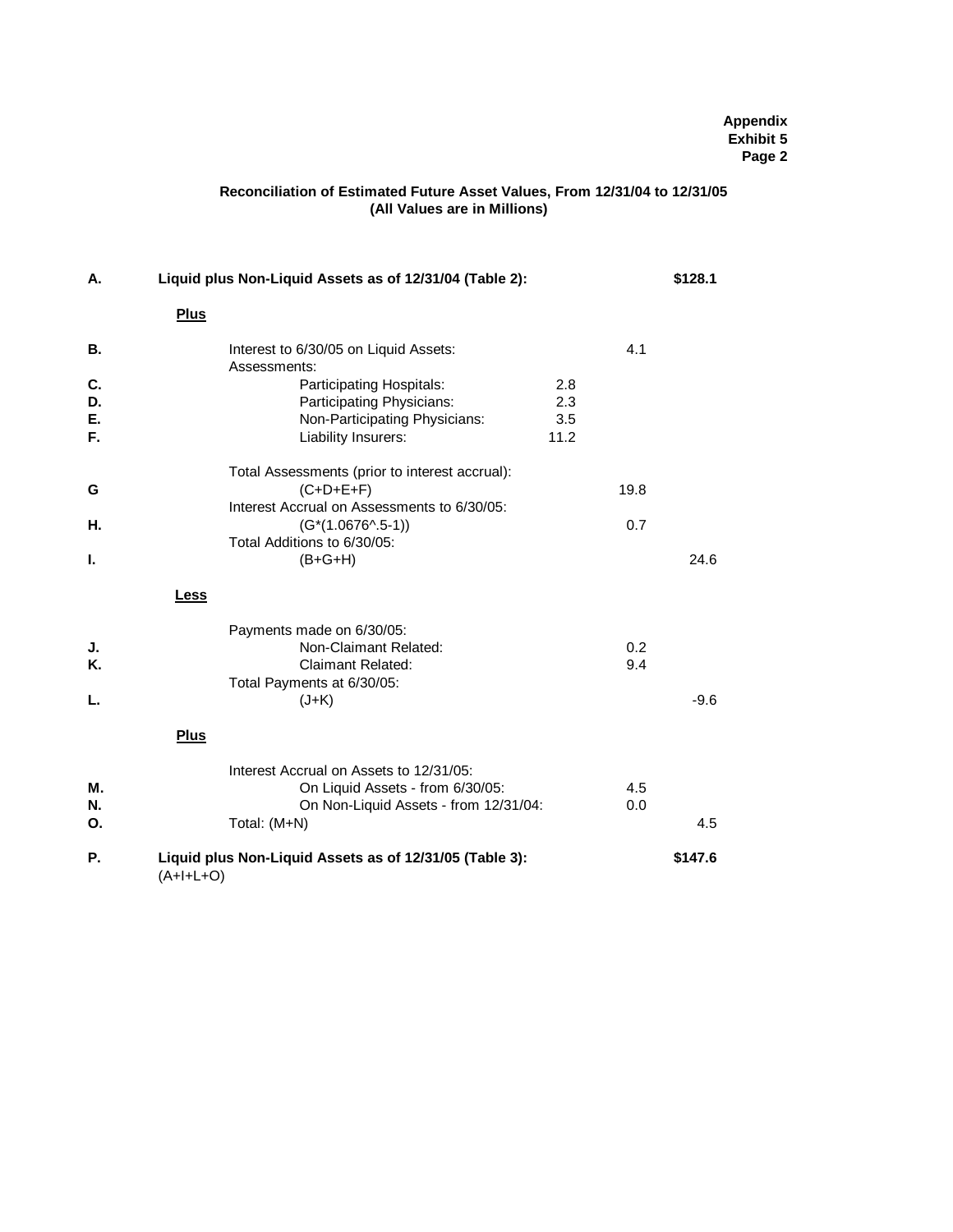**Appendix**
**Exhibit 5**
**Page 2**

## Reconciliation of Estimated Future Asset Values, From 12/31/04 to 12/31/05
### (All Values are in Millions)

| | | | | |
|---|---|---|---|---|
| **A.** | **Liquid plus Non-Liquid Assets as of 12/31/04 (Table 2):** | | | **$128.1** |
| | **Plus** | | | |
| **B.** | Interest to 6/30/05 on Liquid Assets: | | 4.1 | |
| | Assessments: | | | |
| **C.** | Participating Hospitals: | 2.8 | | |
| **D.** | Participating Physicians: | 2.3 | | |
| **E.** | Non-Participating Physicians: | 3.5 | | |
| **F.** | Liability Insurers: | 11.2 | | |
| | Total Assessments (prior to interest accrual): | | | |
| **G** | (C+D+E+F) | | 19.8 | |
| | Interest Accrual on Assessments to 6/30/05: | | | |
| **H.** | (G*(1.0676^.5-1)) | | 0.7 | |
| | Total Additions to 6/30/05: | | | |
| **I.** | (B+G+H) | | | 24.6 |
| | **Less** | | | |
| | Payments made on 6/30/05: | | | |
| **J.** | Non-Claimant Related: | | 0.2 | |
| **K.** | Claimant Related: | | 9.4 | |
| | Total Payments at 6/30/05: | | | |
| **L.** | (J+K) | | | -9.6 |
| | **Plus** | | | |
| | Interest Accrual on Assets to 12/31/05: | | | |
| **M.** | On Liquid Assets - from 6/30/05: | | 4.5 | |
| **N.** | On Non-Liquid Assets - from 12/31/04: | | 0.0 | |
| **O.** | Total: (M+N) | | | 4.5 |
| **P.** | **Liquid plus Non-Liquid Assets as of 12/31/05 (Table 3):** (A+I+L+O) | | | **$147.6** |